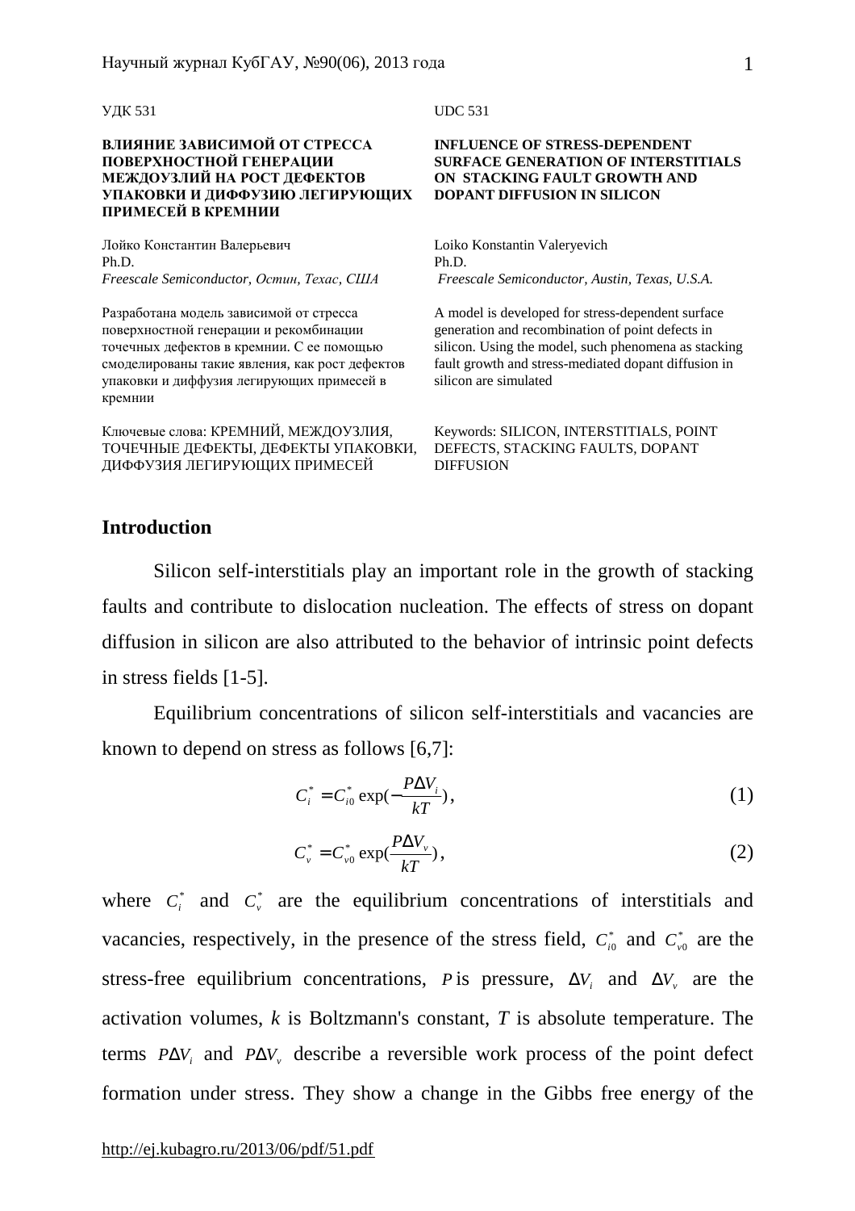УДК 531

UDC 531

**ВЛИЯНИЕ ЗАВИСИМОЙ ОТ СТРЕССА ПОВЕРХНОСТНОЙ ГЕНЕРАЦИИ МЕЖДОУЗЛИЙ НА РОСТ ДЕФЕКТОВ УПАКОВКИ И ДИФФУЗИЮ ЛЕГИРУЮЩИХ ПРИМЕСЕЙ В КРЕМНИИ**

**INFLUENCE OF STRESS-DEPENDENT SURFACE GENERATION OF INTERSTITIALS ON STACKING FAULT GROWTH AND DOPANT DIFFUSION IN SILICON**

Лойко Константин Валерьевич
Ph.D.
*Freescale Semiconductor, Остин, Техас, США*

Loiko Konstantin Valeryevich
Ph.D.
*Freescale Semiconductor, Austin, Texas, U.S.A.*

Разработана модель зависимой от стресса поверхностной генерации и рекомбинации точечных дефектов в кремнии. С ее помощью смоделированы такие явления, как рост дефектов упаковки и диффузия легирующих примесей в кремнии

A model is developed for stress-dependent surface generation and recombination of point defects in silicon. Using the model, such phenomena as stacking fault growth and stress-mediated dopant diffusion in silicon are simulated

Ключевые слова: КРЕМНИЙ, МЕЖДОУЗЛИЯ, ТОЧЕЧНЫЕ ДЕФЕКТЫ, ДЕФЕКТЫ УПАКОВКИ, ДИФФУЗИЯ ЛЕГИРУЮЩИХ ПРИМЕСЕЙ

Keywords: SILICON, INTERSTITIALS, POINT DEFECTS, STACKING FAULTS, DOPANT DIFFUSION

## Introduction

Silicon self-interstitials play an important role in the growth of stacking faults and contribute to dislocation nucleation. The effects of stress on dopant diffusion in silicon are also attributed to the behavior of intrinsic point defects in stress fields [1-5].

Equilibrium concentrations of silicon self-interstitials and vacancies are known to depend on stress as follows [6,7]:

$$C_i^* = C_{i0}^* \exp(-\frac{P\Delta V_i}{kT}), \tag{1}$$

$$C_v^* = C_{v0}^* \exp(\frac{P\Delta V_v}{kT}), \tag{2}$$

where $C_i^*$ and $C_v^*$ are the equilibrium concentrations of interstitials and vacancies, respectively, in the presence of the stress field, $C_{i0}^*$ and $C_{v0}^*$ are the stress-free equilibrium concentrations, $P$ is pressure, $\Delta V_i$ and $\Delta V_v$ are the activation volumes, *k* is Boltzmann's constant, *T* is absolute temperature. The terms $P\Delta V_i$ and $P\Delta V_v$ describe a reversible work process of the point defect formation under stress. They show a change in the Gibbs free energy of the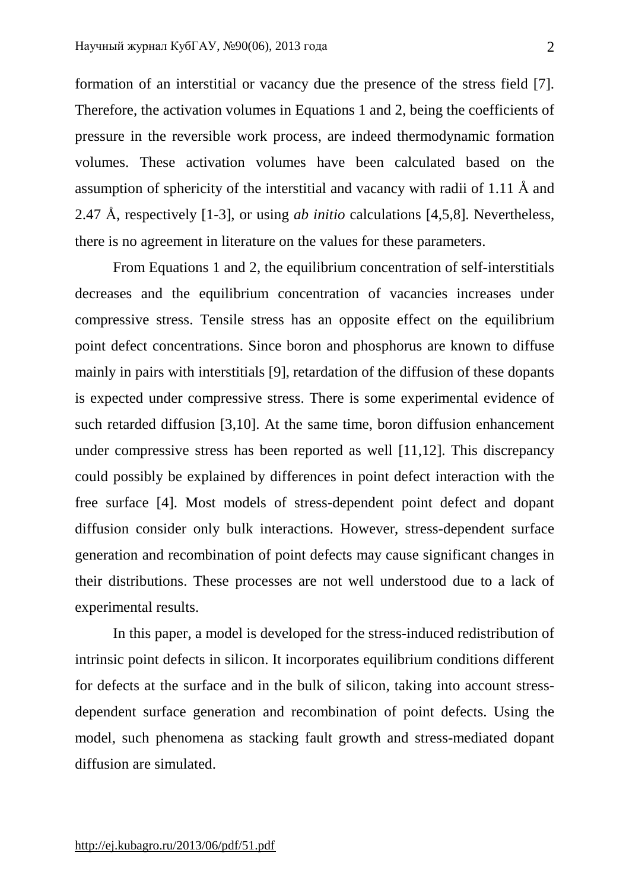formation of an interstitial or vacancy due the presence of the stress field [7]. Therefore, the activation volumes in Equations 1 and 2, being the coefficients of pressure in the reversible work process, are indeed thermodynamic formation volumes. These activation volumes have been calculated based on the assumption of sphericity of the interstitial and vacancy with radii of 1.11 Å and 2.47 Å, respectively [1-3], or using *ab initio* calculations [4,5,8]. Nevertheless, there is no agreement in literature on the values for these parameters.

From Equations 1 and 2, the equilibrium concentration of self-interstitials decreases and the equilibrium concentration of vacancies increases under compressive stress. Tensile stress has an opposite effect on the equilibrium point defect concentrations. Since boron and phosphorus are known to diffuse mainly in pairs with interstitials [9], retardation of the diffusion of these dopants is expected under compressive stress. There is some experimental evidence of such retarded diffusion [3,10]. At the same time, boron diffusion enhancement under compressive stress has been reported as well [11,12]. This discrepancy could possibly be explained by differences in point defect interaction with the free surface [4]. Most models of stress-dependent point defect and dopant diffusion consider only bulk interactions. However, stress-dependent surface generation and recombination of point defects may cause significant changes in their distributions. These processes are not well understood due to a lack of experimental results.

In this paper, a model is developed for the stress-induced redistribution of intrinsic point defects in silicon. It incorporates equilibrium conditions different for defects at the surface and in the bulk of silicon, taking into account stress-dependent surface generation and recombination of point defects. Using the model, such phenomena as stacking fault growth and stress-mediated dopant diffusion are simulated.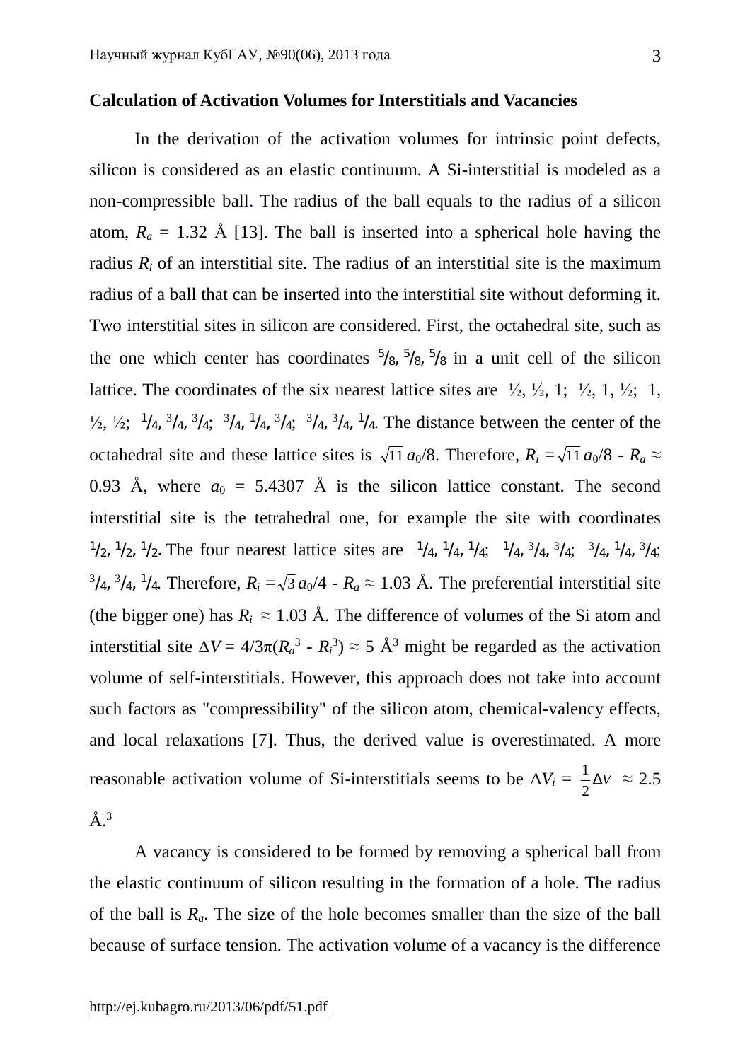**Calculation of Activation Volumes for Interstitials and Vacancies**

In the derivation of the activation volumes for intrinsic point defects, silicon is considered as an elastic continuum. A Si-interstitial is modeled as a non-compressible ball. The radius of the ball equals to the radius of a silicon atom, $R_a$ = 1.32 Å [13]. The ball is inserted into a spherical hole having the radius $R_i$ of an interstitial site. The radius of an interstitial site is the maximum radius of a ball that can be inserted into the interstitial site without deforming it. Two interstitial sites in silicon are considered. First, the octahedral site, such as the one which center has coordinates $5/8$, $5/8$, $5/8$ in a unit cell of the silicon lattice. The coordinates of the six nearest lattice sites are ½, ½, 1; ½, 1, ½; 1, ½, ½; $1/4$, $3/4$, $3/4$; $3/4$, $1/4$, $3/4$; $3/4$, $3/4$, $1/4$. The distance between the center of the octahedral site and these lattice sites is $\sqrt{11}\,a_0/8$. Therefore, $R_i = \sqrt{11}\,a_0/8 - R_a \approx$ 0.93 Å, where $a_0$ = 5.4307 Å is the silicon lattice constant. The second interstitial site is the tetrahedral one, for example the site with coordinates $1/2$, $1/2$, $1/2$. The four nearest lattice sites are $1/4$, $1/4$, $1/4$; $1/4$, $3/4$, $3/4$; $3/4$, $1/4$, $3/4$; $3/4$, $3/4$, $1/4$. Therefore, $R_i = \sqrt{3}\,a_0/4 - R_a \approx 1.03$ Å. The preferential interstitial site (the bigger one) has $R_i \approx 1.03$ Å. The difference of volumes of the Si atom and interstitial site $\Delta V = 4/3\pi(R_a^3 - R_i^3) \approx 5$ Å$^3$ might be regarded as the activation volume of self-interstitials. However, this approach does not take into account such factors as "compressibility" of the silicon atom, chemical-valency effects, and local relaxations [7]. Thus, the derived value is overestimated. A more reasonable activation volume of Si-interstitials seems to be $\Delta V_i = \frac{1}{2}\Delta V \approx 2.5$ Å.$^3$

A vacancy is considered to be formed by removing a spherical ball from the elastic continuum of silicon resulting in the formation of a hole. The radius of the ball is $R_a$. The size of the hole becomes smaller than the size of the ball because of surface tension. The activation volume of a vacancy is the difference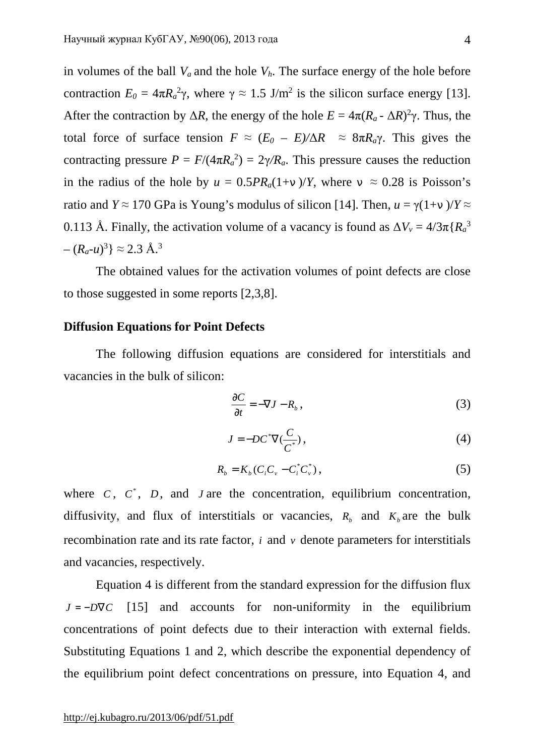in volumes of the ball $V_a$ and the hole $V_h$. The surface energy of the hole before contraction $E_0 = 4\pi R_a^2\gamma$, where $\gamma \approx 1.5$ J/m$^2$ is the silicon surface energy [13]. After the contraction by $\Delta R$, the energy of the hole $E = 4\pi(R_a - \Delta R)^2\gamma$. Thus, the total force of surface tension $F \approx (E_0 - E)/\Delta R \approx 8\pi R_a\gamma$. This gives the contracting pressure $P = F/(4\pi R_a^2) = 2\gamma/R_a$. This pressure causes the reduction in the radius of the hole by $u = 0.5PR_a(1+\nu)/Y$, where $\nu \approx 0.28$ is Poisson's ratio and $Y \approx 170$ GPa is Young's modulus of silicon [14]. Then, $u = \gamma(1+\nu)/Y \approx 0.113$ Å. Finally, the activation volume of a vacancy is found as $\Delta V_v = 4/3\pi\{R_a^3 - (R_a-u)^3\} \approx 2.3$ Å.$^3$

The obtained values for the activation volumes of point defects are close to those suggested in some reports [2,3,8].

**Diffusion Equations for Point Defects**

The following diffusion equations are considered for interstitials and vacancies in the bulk of silicon:

$$\frac{\partial C}{\partial t} = -\nabla J - R_b \,, \tag{3}$$

$$J = -DC^*\nabla\left(\frac{C}{C^*}\right), \tag{4}$$

$$R_b = K_b(C_i C_v - C_i^* C_v^*)\,, \tag{5}$$

where $C$, $C^*$, $D$, and $J$ are the concentration, equilibrium concentration, diffusivity, and flux of interstitials or vacancies, $R_b$ and $K_b$ are the bulk recombination rate and its rate factor, $i$ and $v$ denote parameters for interstitials and vacancies, respectively.

Equation 4 is different from the standard expression for the diffusion flux $J = -D\nabla C$ [15] and accounts for non-uniformity in the equilibrium concentrations of point defects due to their interaction with external fields. Substituting Equations 1 and 2, which describe the exponential dependency of the equilibrium point defect concentrations on pressure, into Equation 4, and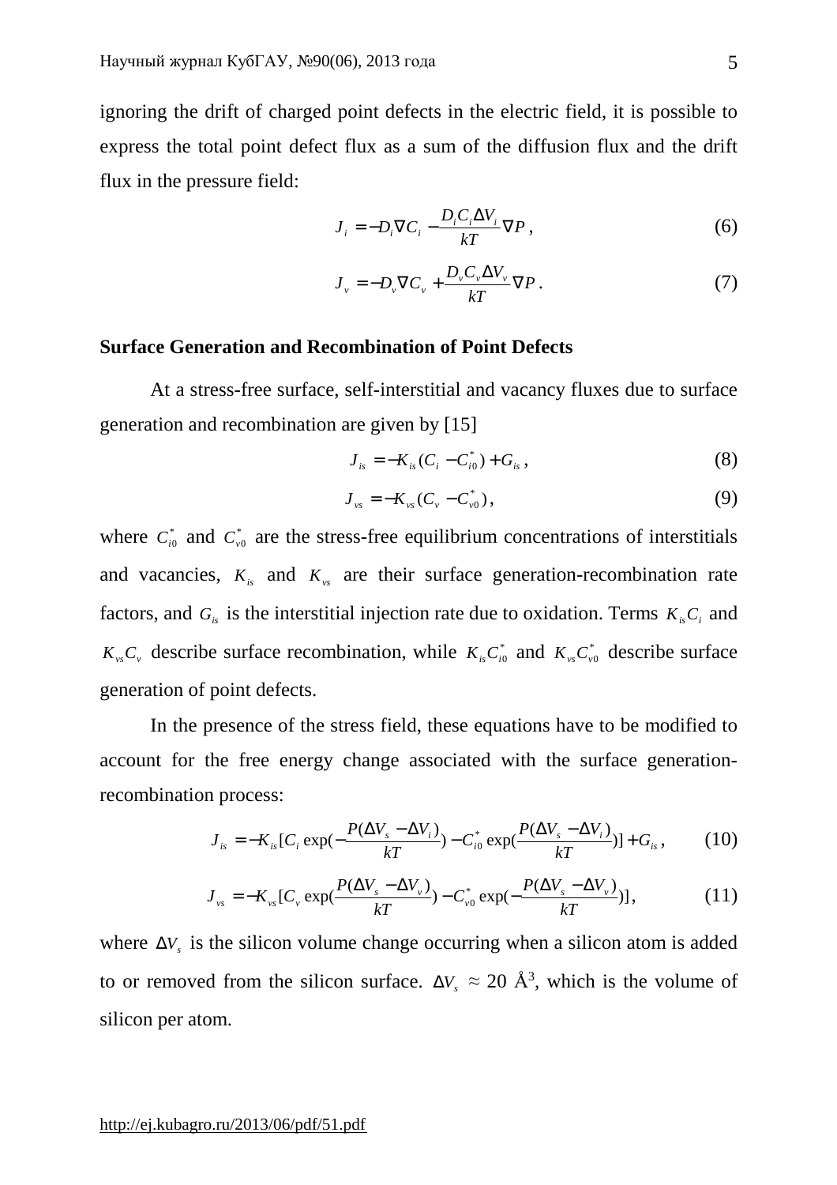ignoring the drift of charged point defects in the electric field, it is possible to express the total point defect flux as a sum of the diffusion flux and the drift flux in the pressure field:

$$J_i = -D_i \nabla C_i - \frac{D_i C_i \Delta V_i}{kT} \nabla P \,, \tag{6}$$

$$J_v = -D_v \nabla C_v + \frac{D_v C_v \Delta V_v}{kT} \nabla P \,. \tag{7}$$

**Surface Generation and Recombination of Point Defects**

At a stress-free surface, self-interstitial and vacancy fluxes due to surface generation and recombination are given by [15]

$$J_{is} = -K_{is}(C_i - C_{i0}^*) + G_{is} \,, \tag{8}$$

$$J_{vs} = -K_{vs}(C_v - C_{v0}^*) \,, \tag{9}$$

where $C_{i0}^*$ and $C_{v0}^*$ are the stress-free equilibrium concentrations of interstitials and vacancies, $K_{is}$ and $K_{vs}$ are their surface generation-recombination rate factors, and $G_{is}$ is the interstitial injection rate due to oxidation. Terms $K_{is}C_i$ and $K_{vs}C_v$ describe surface recombination, while $K_{is}C_{i0}^*$ and $K_{vs}C_{v0}^*$ describe surface generation of point defects.

In the presence of the stress field, these equations have to be modified to account for the free energy change associated with the surface generation-recombination process:

$$J_{is} = -K_{is}[C_i \exp(-\frac{P(\Delta V_s - \Delta V_i)}{kT}) - C_{i0}^* \exp(\frac{P(\Delta V_s - \Delta V_i)}{kT})] + G_{is} \,, \tag{10}$$

$$J_{vs} = -K_{vs}[C_v \exp(\frac{P(\Delta V_s - \Delta V_v)}{kT}) - C_{v0}^* \exp(-\frac{P(\Delta V_s - \Delta V_v)}{kT})] \,, \tag{11}$$

where $\Delta V_s$ is the silicon volume change occurring when a silicon atom is added to or removed from the silicon surface. $\Delta V_s \approx 20$ Å$^3$, which is the volume of silicon per atom.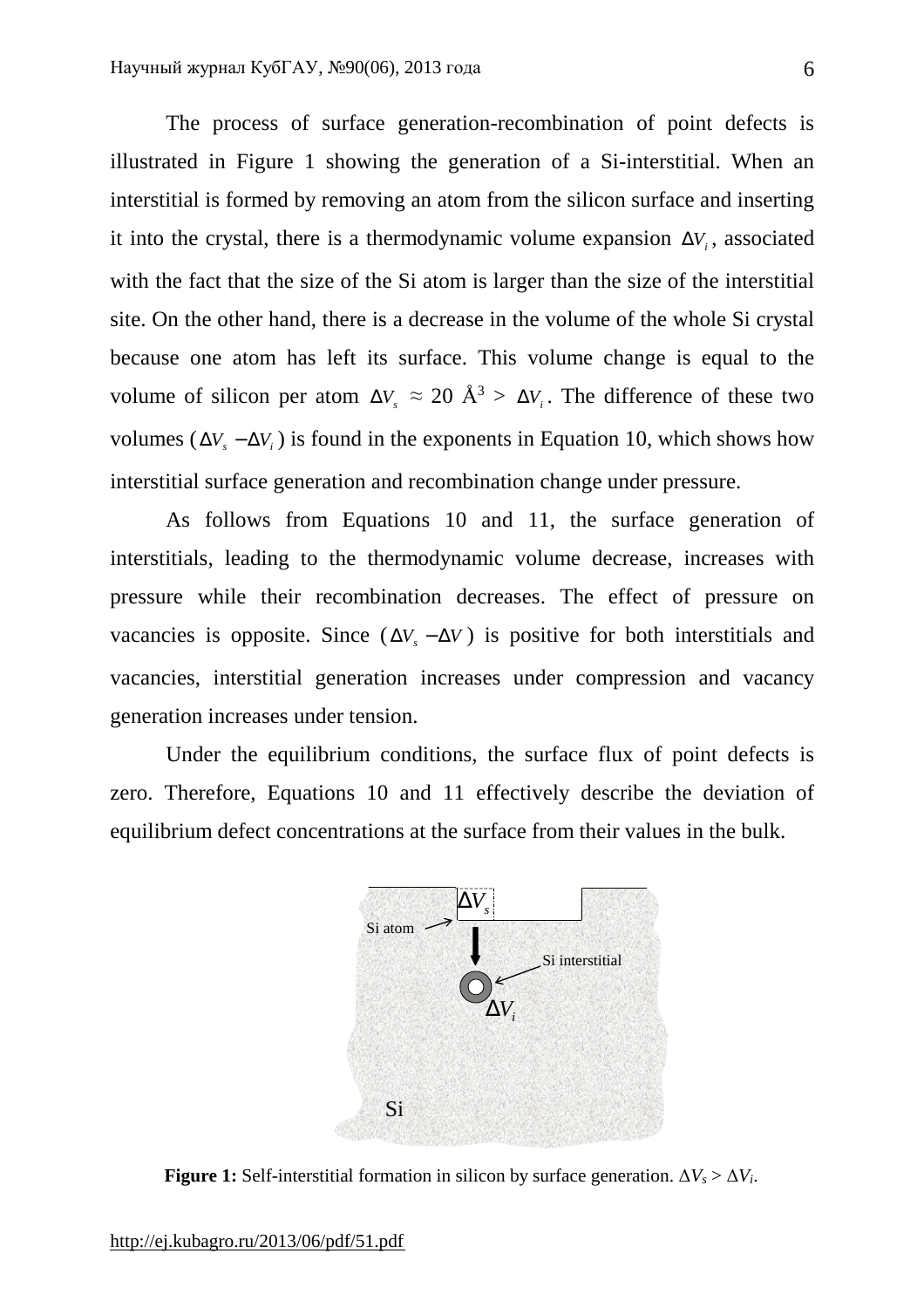The process of surface generation-recombination of point defects is illustrated in Figure 1 showing the generation of a Si-interstitial. When an interstitial is formed by removing an atom from the silicon surface and inserting it into the crystal, there is a thermodynamic volume expansion $\Delta V_i$, associated with the fact that the size of the Si atom is larger than the size of the interstitial site. On the other hand, there is a decrease in the volume of the whole Si crystal because one atom has left its surface. This volume change is equal to the volume of silicon per atom $\Delta V_s \approx 20$ Å$^3$ > $\Delta V_i$. The difference of these two volumes ($\Delta V_s - \Delta V_i$) is found in the exponents in Equation 10, which shows how interstitial surface generation and recombination change under pressure.

As follows from Equations 10 and 11, the surface generation of interstitials, leading to the thermodynamic volume decrease, increases with pressure while their recombination decreases. The effect of pressure on vacancies is opposite. Since ($\Delta V_s - \Delta V$) is positive for both interstitials and vacancies, interstitial generation increases under compression and vacancy generation increases under tension.

Under the equilibrium conditions, the surface flux of point defects is zero. Therefore, Equations 10 and 11 effectively describe the deviation of equilibrium defect concentrations at the surface from their values in the bulk.

**Figure 1:** Self-interstitial formation in silicon by surface generation. $\Delta V_s > \Delta V_i$.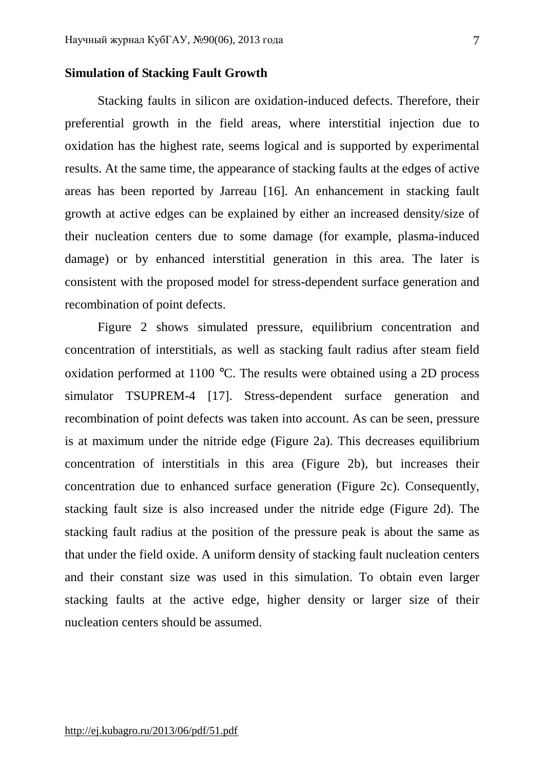**Simulation of Stacking Fault Growth**

Stacking faults in silicon are oxidation-induced defects. Therefore, their preferential growth in the field areas, where interstitial injection due to oxidation has the highest rate, seems logical and is supported by experimental results. At the same time, the appearance of stacking faults at the edges of active areas has been reported by Jarreau [16]. An enhancement in stacking fault growth at active edges can be explained by either an increased density/size of their nucleation centers due to some damage (for example, plasma-induced damage) or by enhanced interstitial generation in this area. The later is consistent with the proposed model for stress-dependent surface generation and recombination of point defects.

Figure 2 shows simulated pressure, equilibrium concentration and concentration of interstitials, as well as stacking fault radius after steam field oxidation performed at 1100 °C. The results were obtained using a 2D process simulator TSUPREM-4 [17]. Stress-dependent surface generation and recombination of point defects was taken into account. As can be seen, pressure is at maximum under the nitride edge (Figure 2a). This decreases equilibrium concentration of interstitials in this area (Figure 2b), but increases their concentration due to enhanced surface generation (Figure 2c). Consequently, stacking fault size is also increased under the nitride edge (Figure 2d). The stacking fault radius at the position of the pressure peak is about the same as that under the field oxide. A uniform density of stacking fault nucleation centers and their constant size was used in this simulation. To obtain even larger stacking faults at the active edge, higher density or larger size of their nucleation centers should be assumed.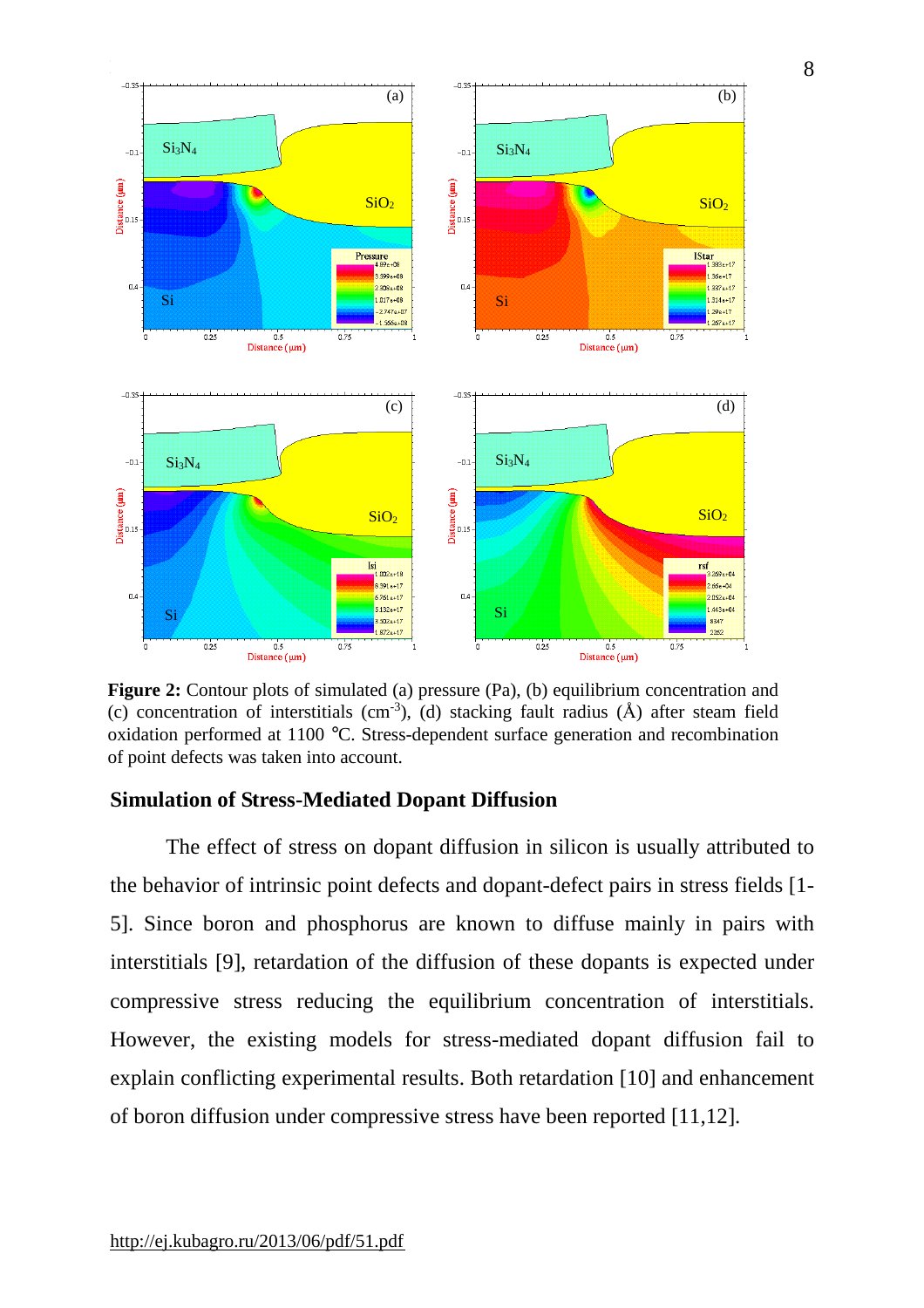**Figure 2:** Contour plots of simulated (a) pressure (Pa), (b) equilibrium concentration and (c) concentration of interstitials ($cm^{-3}$), (d) stacking fault radius (Å) after steam field oxidation performed at 1100 °C. Stress-dependent surface generation and recombination of point defects was taken into account.

## Simulation of Stress-Mediated Dopant Diffusion

The effect of stress on dopant diffusion in silicon is usually attributed to the behavior of intrinsic point defects and dopant-defect pairs in stress fields [1-5]. Since boron and phosphorus are known to diffuse mainly in pairs with interstitials [9], retardation of the diffusion of these dopants is expected under compressive stress reducing the equilibrium concentration of interstitials. However, the existing models for stress-mediated dopant diffusion fail to explain conflicting experimental results. Both retardation [10] and enhancement of boron diffusion under compressive stress have been reported [11,12].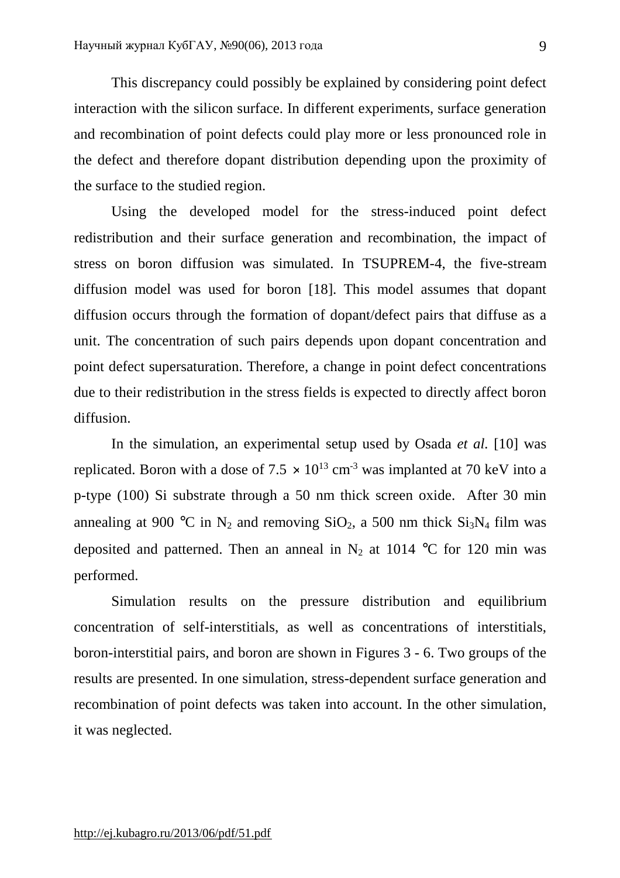This discrepancy could possibly be explained by considering point defect interaction with the silicon surface. In different experiments, surface generation and recombination of point defects could play more or less pronounced role in the defect and therefore dopant distribution depending upon the proximity of the surface to the studied region.

Using the developed model for the stress-induced point defect redistribution and their surface generation and recombination, the impact of stress on boron diffusion was simulated. In TSUPREM-4, the five-stream diffusion model was used for boron [18]. This model assumes that dopant diffusion occurs through the formation of dopant/defect pairs that diffuse as a unit. The concentration of such pairs depends upon dopant concentration and point defect supersaturation. Therefore, a change in point defect concentrations due to their redistribution in the stress fields is expected to directly affect boron diffusion.

In the simulation, an experimental setup used by Osada *et al.* [10] was replicated. Boron with a dose of $7.5 \times 10^{13}$ $cm^{-3}$ was implanted at 70 keV into a p-type (100) Si substrate through a 50 nm thick screen oxide. After 30 min annealing at 900 °C in $N_2$ and removing $SiO_2$, a 500 nm thick $Si_3N_4$ film was deposited and patterned. Then an anneal in $N_2$ at 1014 °C for 120 min was performed.

Simulation results on the pressure distribution and equilibrium concentration of self-interstitials, as well as concentrations of interstitials, boron-interstitial pairs, and boron are shown in Figures 3 - 6. Two groups of the results are presented. In one simulation, stress-dependent surface generation and recombination of point defects was taken into account. In the other simulation, it was neglected.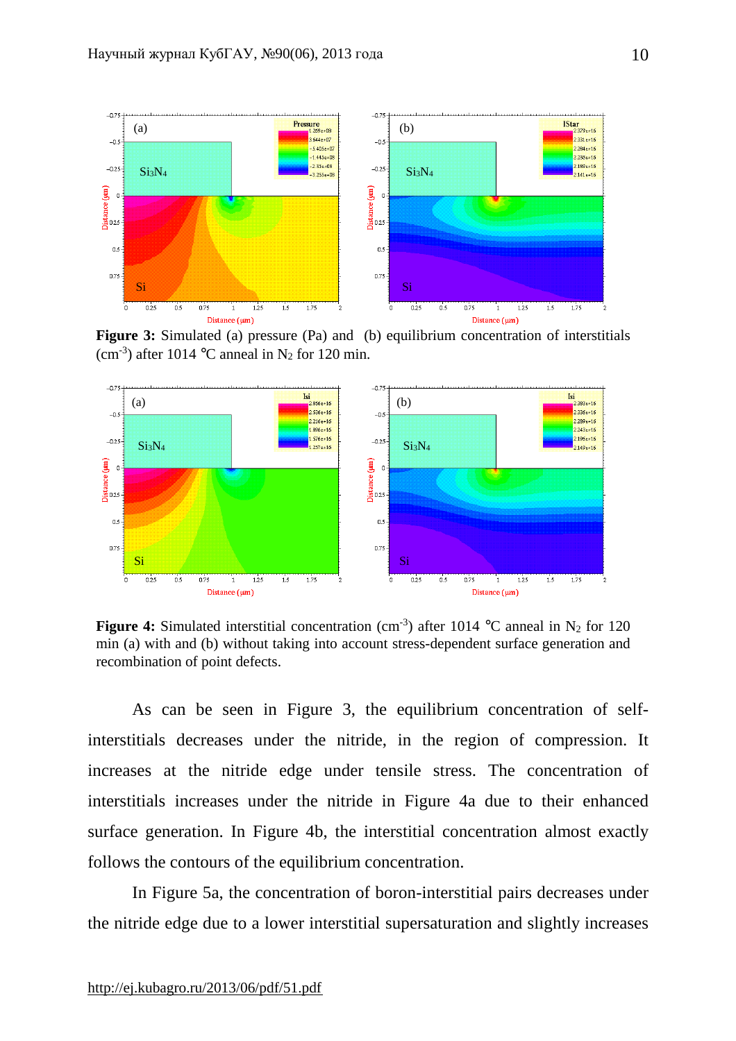**Figure 3:** Simulated (a) pressure (Pa) and (b) equilibrium concentration of interstitials ($cm^{-3}$) after 1014 °C anneal in $N_2$ for 120 min.

**Figure 4:** Simulated interstitial concentration ($cm^{-3}$) after 1014 °C anneal in $N_2$ for 120 min (a) with and (b) without taking into account stress-dependent surface generation and recombination of point defects.

As can be seen in Figure 3, the equilibrium concentration of self-interstitials decreases under the nitride, in the region of compression. It increases at the nitride edge under tensile stress. The concentration of interstitials increases under the nitride in Figure 4a due to their enhanced surface generation. In Figure 4b, the interstitial concentration almost exactly follows the contours of the equilibrium concentration.

In Figure 5a, the concentration of boron-interstitial pairs decreases under the nitride edge due to a lower interstitial supersaturation and slightly increases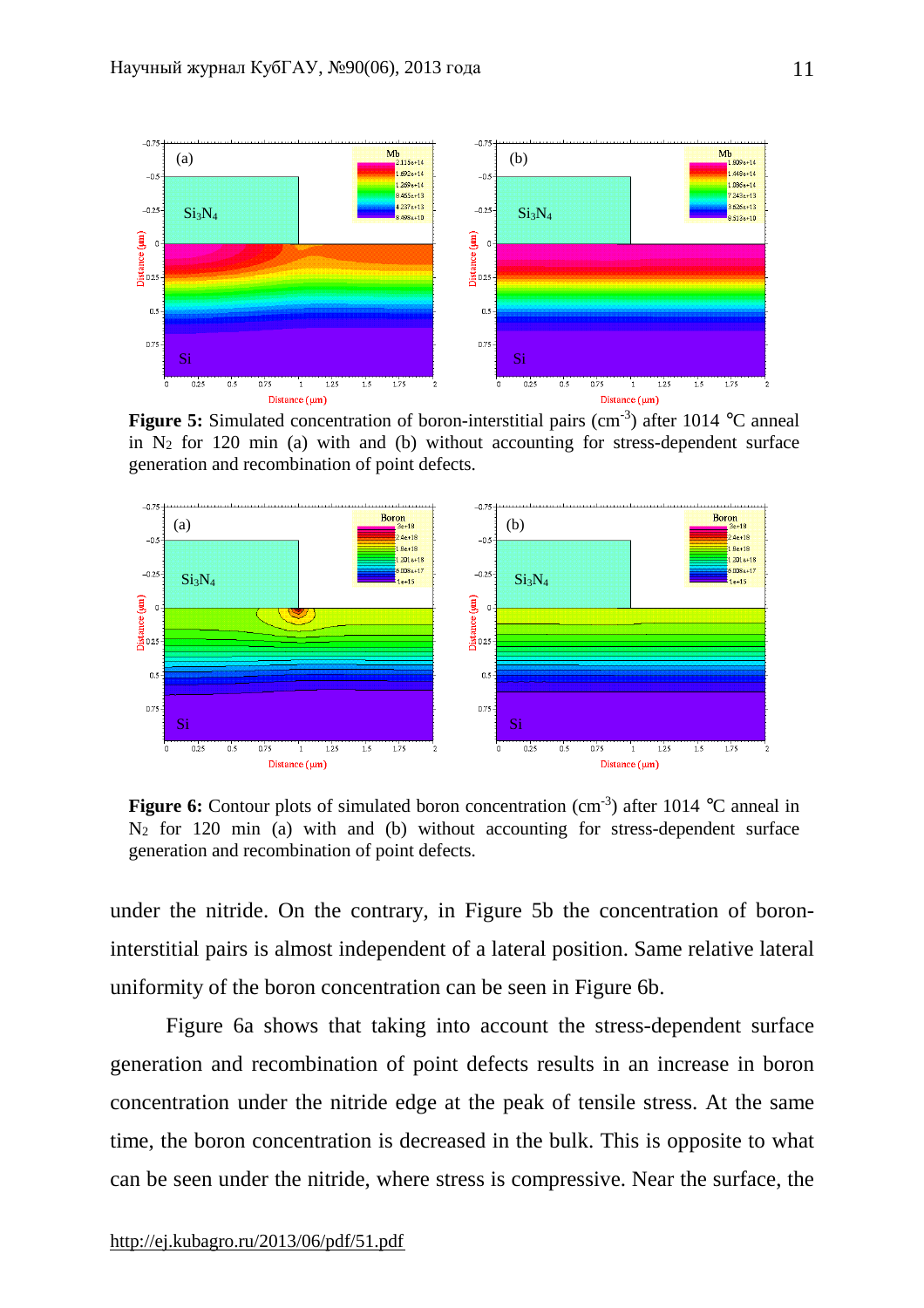**Figure 5:** Simulated concentration of boron-interstitial pairs ($cm^{-3}$) after 1014 °C anneal in $N_2$ for 120 min (a) with and (b) without accounting for stress-dependent surface generation and recombination of point defects.

**Figure 6:** Contour plots of simulated boron concentration ($cm^{-3}$) after 1014 °C anneal in $N_2$ for 120 min (a) with and (b) without accounting for stress-dependent surface generation and recombination of point defects.

under the nitride. On the contrary, in Figure 5b the concentration of boron-interstitial pairs is almost independent of a lateral position. Same relative lateral uniformity of the boron concentration can be seen in Figure 6b.

Figure 6a shows that taking into account the stress-dependent surface generation and recombination of point defects results in an increase in boron concentration under the nitride edge at the peak of tensile stress. At the same time, the boron concentration is decreased in the bulk. This is opposite to what can be seen under the nitride, where stress is compressive. Near the surface, the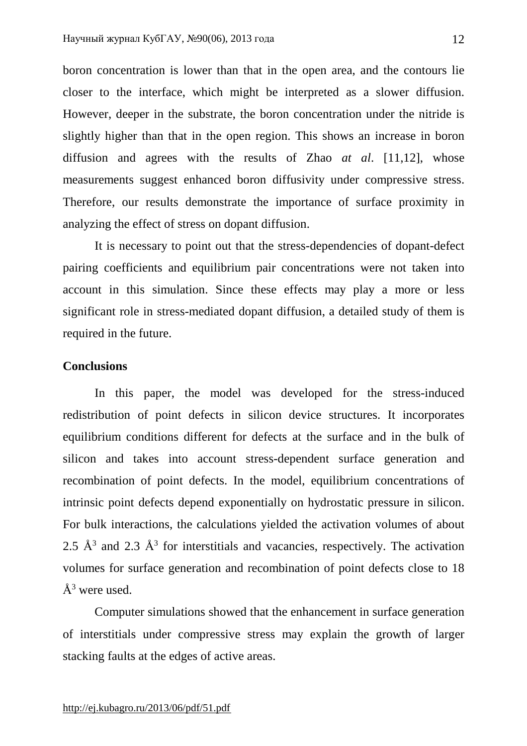boron concentration is lower than that in the open area, and the contours lie closer to the interface, which might be interpreted as a slower diffusion. However, deeper in the substrate, the boron concentration under the nitride is slightly higher than that in the open region. This shows an increase in boron diffusion and agrees with the results of Zhao *at al*. [11,12], whose measurements suggest enhanced boron diffusivity under compressive stress. Therefore, our results demonstrate the importance of surface proximity in analyzing the effect of stress on dopant diffusion.

It is necessary to point out that the stress-dependencies of dopant-defect pairing coefficients and equilibrium pair concentrations were not taken into account in this simulation. Since these effects may play a more or less significant role in stress-mediated dopant diffusion, a detailed study of them is required in the future.

**Conclusions**

In this paper, the model was developed for the stress-induced redistribution of point defects in silicon device structures. It incorporates equilibrium conditions different for defects at the surface and in the bulk of silicon and takes into account stress-dependent surface generation and recombination of point defects. In the model, equilibrium concentrations of intrinsic point defects depend exponentially on hydrostatic pressure in silicon. For bulk interactions, the calculations yielded the activation volumes of about 2.5 $Å^3$ and 2.3 $Å^3$ for interstitials and vacancies, respectively. The activation volumes for surface generation and recombination of point defects close to 18 $Å^3$ were used.

Computer simulations showed that the enhancement in surface generation of interstitials under compressive stress may explain the growth of larger stacking faults at the edges of active areas.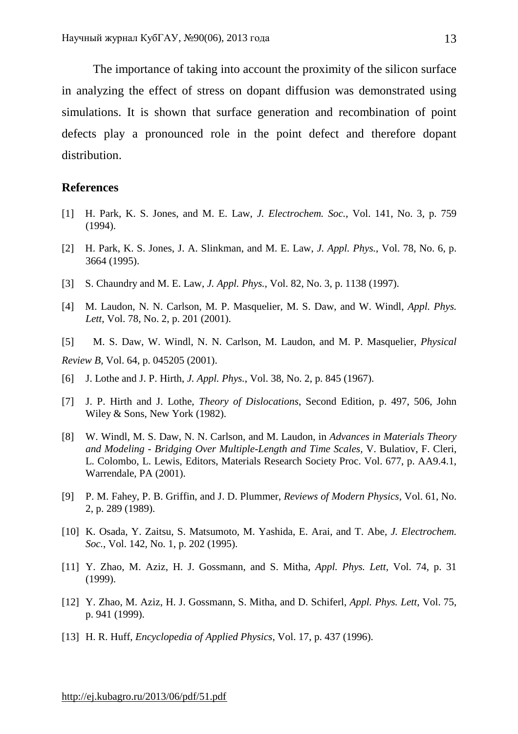The importance of taking into account the proximity of the silicon surface in analyzing the effect of stress on dopant diffusion was demonstrated using simulations. It is shown that surface generation and recombination of point defects play a pronounced role in the point defect and therefore dopant distribution.

## References

[1] H. Park, K. S. Jones, and M. E. Law, *J. Electrochem. Soc.*, Vol. 141, No. 3, p. 759 (1994).

[2] H. Park, K. S. Jones, J. A. Slinkman, and M. E. Law, *J. Appl. Phys.*, Vol. 78, No. 6, p. 3664 (1995).

[3] S. Chaundry and M. E. Law, *J. Appl. Phys.*, Vol. 82, No. 3, p. 1138 (1997).

[4] M. Laudon, N. N. Carlson, M. P. Masquelier, M. S. Daw, and W. Windl, *Appl. Phys. Lett*, Vol. 78, No. 2, p. 201 (2001).

[5] M. S. Daw, W. Windl, N. N. Carlson, M. Laudon, and M. P. Masquelier, *Physical Review B*, Vol. 64, p. 045205 (2001).

[6] J. Lothe and J. P. Hirth, *J. Appl. Phys.*, Vol. 38, No. 2, p. 845 (1967).

[7] J. P. Hirth and J. Lothe, *Theory of Dislocations*, Second Edition, p. 497, 506, John Wiley & Sons, New York (1982).

[8] W. Windl, M. S. Daw, N. N. Carlson, and M. Laudon, in *Advances in Materials Theory and Modeling - Bridging Over Multiple-Length and Time Scales*, V. Bulatiov, F. Cleri, L. Colombo, L. Lewis, Editors, Materials Research Society Proc. Vol. 677, p. AA9.4.1, Warrendale, PA (2001).

[9] P. M. Fahey, P. B. Griffin, and J. D. Plummer, *Reviews of Modern Physics*, Vol. 61, No. 2, p. 289 (1989).

[10] K. Osada, Y. Zaitsu, S. Matsumoto, M. Yashida, E. Arai, and T. Abe, *J. Electrochem. Soc.*, Vol. 142, No. 1, p. 202 (1995).

[11] Y. Zhao, M. Aziz, H. J. Gossmann, and S. Mitha, *Appl. Phys. Lett*, Vol. 74, p. 31 (1999).

[12] Y. Zhao, M. Aziz, H. J. Gossmann, S. Mitha, and D. Schiferl, *Appl. Phys. Lett*, Vol. 75, p. 941 (1999).

[13] H. R. Huff, *Encyclopedia of Applied Physics*, Vol. 17, p. 437 (1996).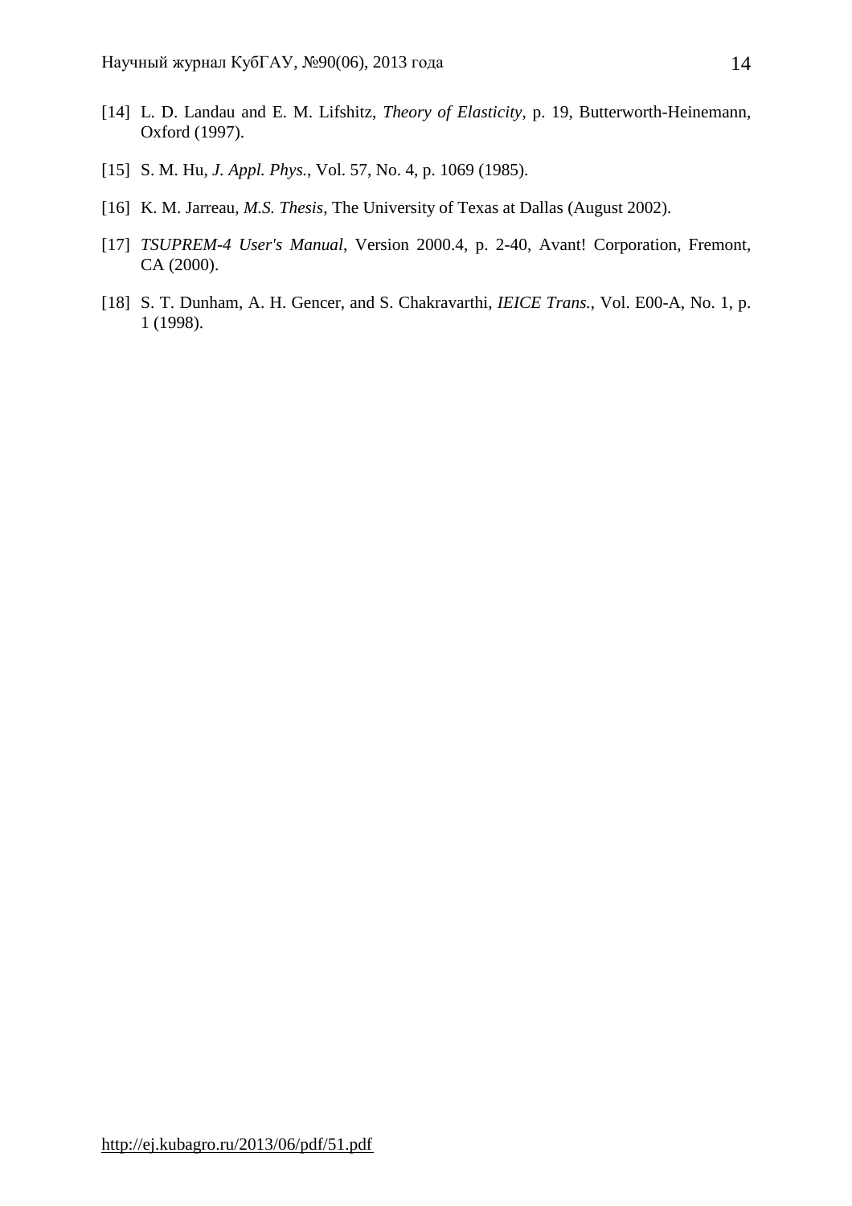[14] L. D. Landau and E. M. Lifshitz, *Theory of Elasticity*, p. 19, Butterworth-Heinemann, Oxford (1997).

[15] S. M. Hu, *J. Appl. Phys.*, Vol. 57, No. 4, p. 1069 (1985).

[16] K. M. Jarreau, *M.S. Thesis*, The University of Texas at Dallas (August 2002).

[17] *TSUPREM-4 User's Manual*, Version 2000.4, p. 2-40, Avant! Corporation, Fremont, CA (2000).

[18] S. T. Dunham, A. H. Gencer, and S. Chakravarthi, *IEICE Trans.*, Vol. E00-A, No. 1, p. 1 (1998).